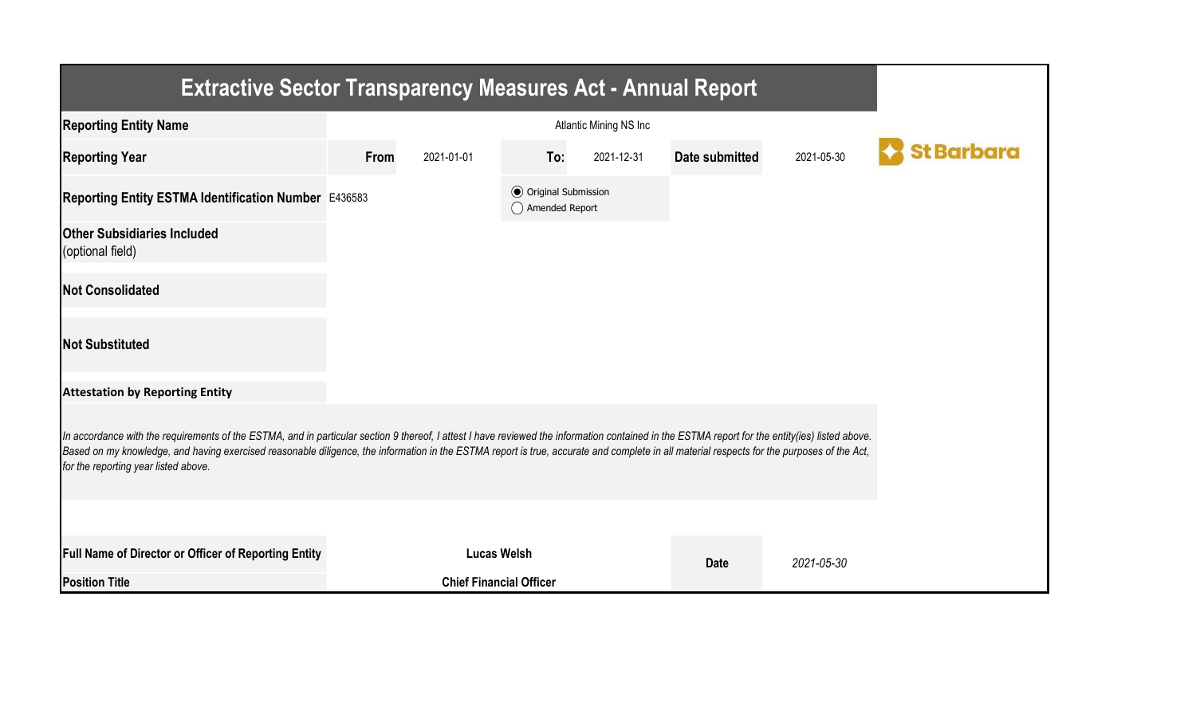# Extractive Sector Transparency Measures Act - Annual Report

| | | | | | | |
|---|---|---|---|---|---|---|
| **Reporting Entity Name** | Atlantic Mining NS Inc | | | | | |
| **Reporting Year** | **From** | 2021-01-01 | **To:** | 2021-12-31 | **Date submitted** | 2021-05-30 |
| **Reporting Entity ESTMA Identification Number** | E436583 | | ◉ Original Submission ◯ Amended Report | | | |
| **Other Subsidiaries Included** (optional field) | | | | | | |
| **Not Consolidated** | | | | | | |
| **Not Substituted** | | | | | | |

St Barbara

**Attestation by Reporting Entity**

*In accordance with the requirements of the ESTMA, and in particular section 9 thereof, I attest I have reviewed the information contained in the ESTMA report for the entity(ies) listed above. Based on my knowledge, and having exercised reasonable diligence, the information in the ESTMA report is true, accurate and complete in all material respects for the purposes of the Act, for the reporting year listed above.*

| | | | |
|---|---|---|---|
| **Full Name of Director or Officer of Reporting Entity** | **Lucas Welsh** | **Date** | *2021-05-30* |
| **Position Title** | **Chief Financial Officer** | | |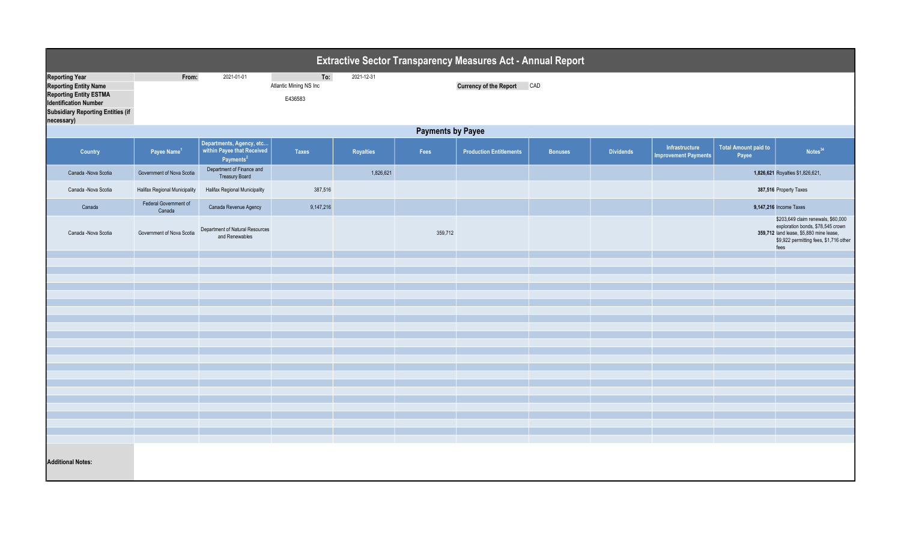# Extractive Sector Transparency Measures Act - Annual Report

| | | | |
|---|---|---|---|
| **Reporting Year** | From: 2021-01-01 | To: 2021-12-31 | |
| **Reporting Entity Name** | Atlantic Mining NS Inc | **Currency of the Report** | CAD |
| **Reporting Entity ESTMA Identification Number** | E436583 | | |
| **Subsidiary Reporting Entities (if necessary)** | | | |

## Payments by Payee

| Country | Payee Name[1] | Departments, Agency, etc... within Payee that Received Payments[2] | Taxes | Royalties | Fees | Production Entitlements | Bonuses | Dividends | Infrastructure Improvement Payments | Total Amount paid to Payee | Notes[34] |
|---|---|---|---|---|---|---|---|---|---|---|---|
| Canada -Nova Scotia | Government of Nova Scotia | Department of Finance and Treasury Board | | 1,826,621 | | | | | | **1,826,621** | Royalties $1,826,621, |
| Canada -Nova Scotia | Halifax Regional Municipality | Halifax Regional Municipality | 387,516 | | | | | | | **387,516** | Property Taxes |
| Canada | Federal Government of Canada | Canada Revenue Agency | 9,147,216 | | | | | | | **9,147,216** | Income Taxes |
| Canada -Nova Scotia | Government of Nova Scotia | Department of Natural Resources and Renewables | | | 359,712 | | | | | **359,712** | $203,649 claim renewals, $60,000 exploration bonds, $78,545 crown land lease, $5,880 mine lease, $9,922 permitting fees, $1,716 other fees |

**Additional Notes:**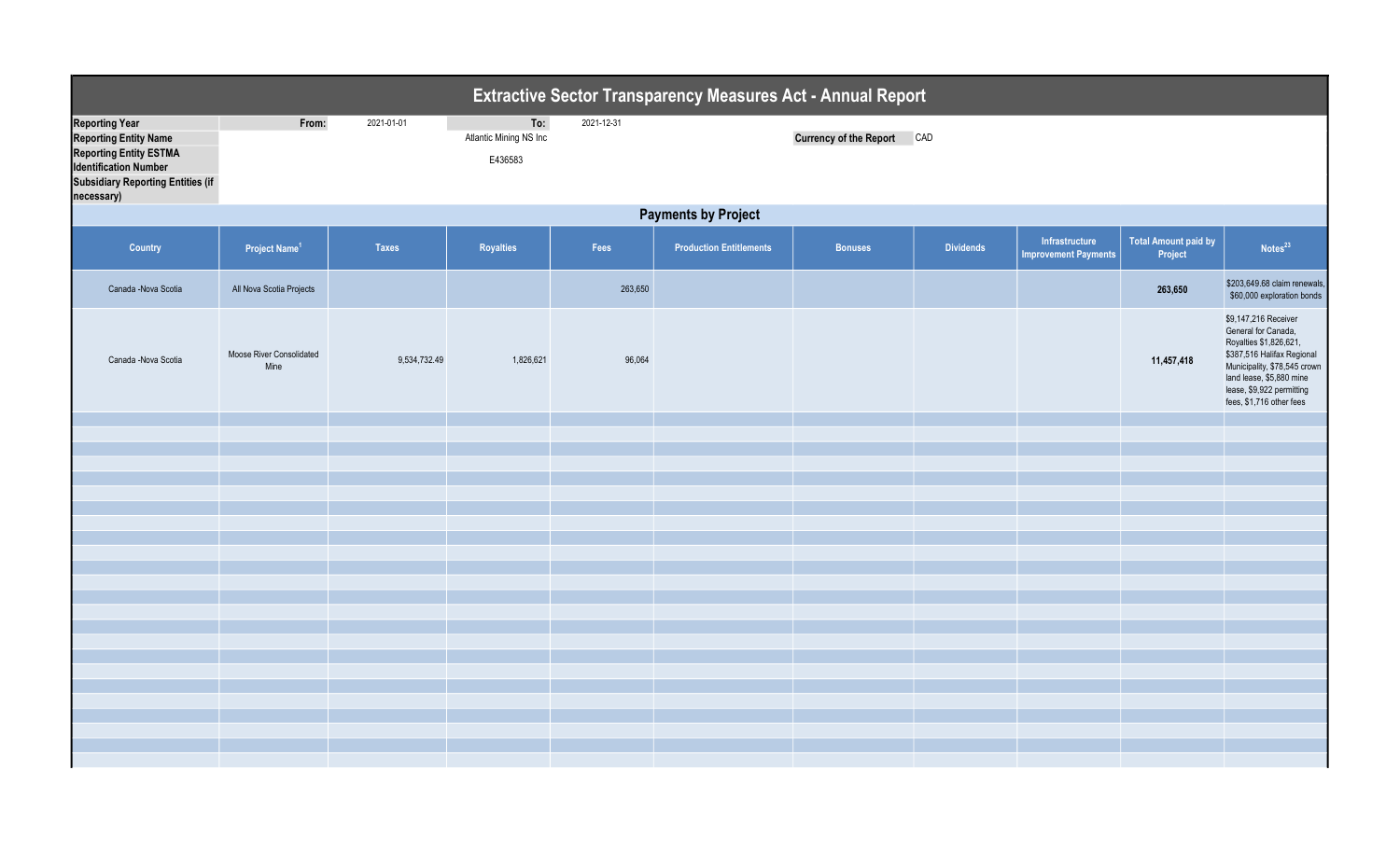# Extractive Sector Transparency Measures Act - Annual Report

| | | | | | |
|---|---|---|---|---|---|
| **Reporting Year** | **From:** | 2021-01-01 | **To:** | 2021-12-31 | |
| **Reporting Entity Name** | | | Atlantic Mining NS Inc | **Currency of the Report** | CAD |
| **Reporting Entity ESTMA Identification Number** | | | E436583 | | |
| **Subsidiary Reporting Entities (if necessary)** | | | | | |

## Payments by Project

| Country | Project Name[1] | Taxes | Royalties | Fees | Production Entitlements | Bonuses | Dividends | Infrastructure Improvement Payments | Total Amount paid by Project | Notes[23] |
|---|---|---|---|---|---|---|---|---|---|---|
| Canada -Nova Scotia | All Nova Scotia Projects | | | 263,650 | | | | | **263,650** | $203,649.68 claim renewals, $60,000 exploration bonds |
| Canada -Nova Scotia | Moose River Consolidated Mine | 9,534,732.49 | 1,826,621 | 96,064 | | | | | **11,457,418** | $9,147,216 Receiver General for Canada, Royalties $1,826,621, $387,516 Halifax Regional Municipality, $78,545 crown land lease, $5,880 mine lease, $9,922 permitting fees, $1,716 other fees |